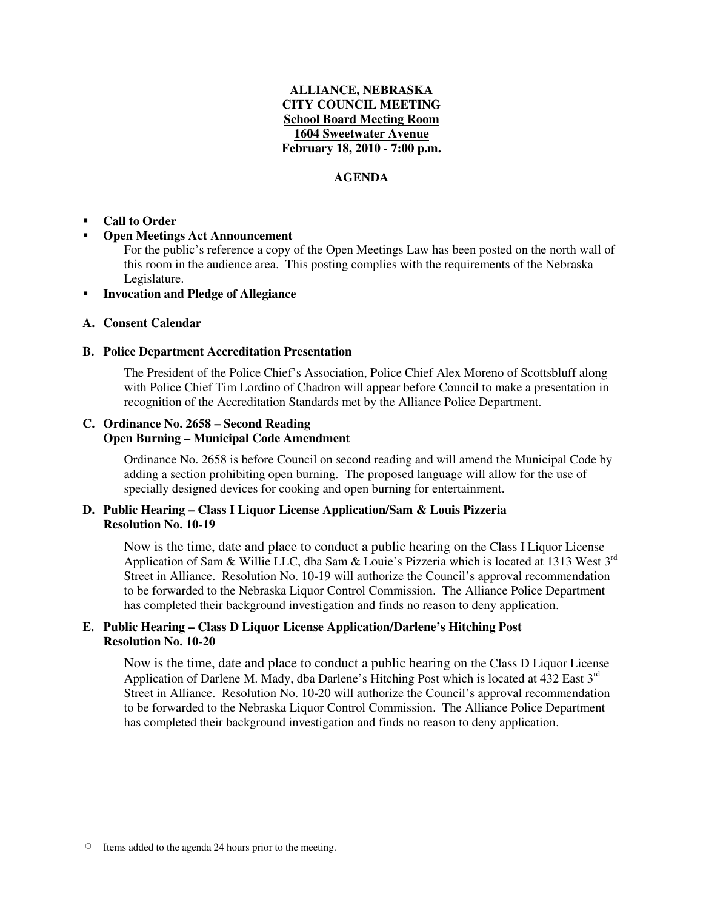**ALLIANCE, NEBRASKA**
**CITY COUNCIL MEETING**
**School Board Meeting Room**
**1604 Sweetwater Avenue**
**February 18, 2010 - 7:00 p.m.**

**AGENDA**

- **Call to Order**
- **Open Meetings Act Announcement**

  For the public's reference a copy of the Open Meetings Law has been posted on the north wall of this room in the audience area. This posting complies with the requirements of the Nebraska Legislature.
- **Invocation and Pledge of Allegiance**

**A. Consent Calendar**

**B. Police Department Accreditation Presentation**

The President of the Police Chief's Association, Police Chief Alex Moreno of Scottsbluff along with Police Chief Tim Lordino of Chadron will appear before Council to make a presentation in recognition of the Accreditation Standards met by the Alliance Police Department.

**C. Ordinance No. 2658 – Second Reading**
**Open Burning – Municipal Code Amendment**

Ordinance No. 2658 is before Council on second reading and will amend the Municipal Code by adding a section prohibiting open burning. The proposed language will allow for the use of specially designed devices for cooking and open burning for entertainment.

**D. Public Hearing – Class I Liquor License Application/Sam & Louis Pizzeria**
**Resolution No. 10-19**

Now is the time, date and place to conduct a public hearing on the Class I Liquor License Application of Sam & Willie LLC, dba Sam & Louie's Pizzeria which is located at 1313 West 3rd Street in Alliance. Resolution No. 10-19 will authorize the Council's approval recommendation to be forwarded to the Nebraska Liquor Control Commission. The Alliance Police Department has completed their background investigation and finds no reason to deny application.

**E. Public Hearing – Class D Liquor License Application/Darlene's Hitching Post**
**Resolution No. 10-20**

Now is the time, date and place to conduct a public hearing on the Class D Liquor License Application of Darlene M. Mady, dba Darlene's Hitching Post which is located at 432 East 3rd Street in Alliance. Resolution No. 10-20 will authorize the Council's approval recommendation to be forwarded to the Nebraska Liquor Control Commission. The Alliance Police Department has completed their background investigation and finds no reason to deny application.

⌖ Items added to the agenda 24 hours prior to the meeting.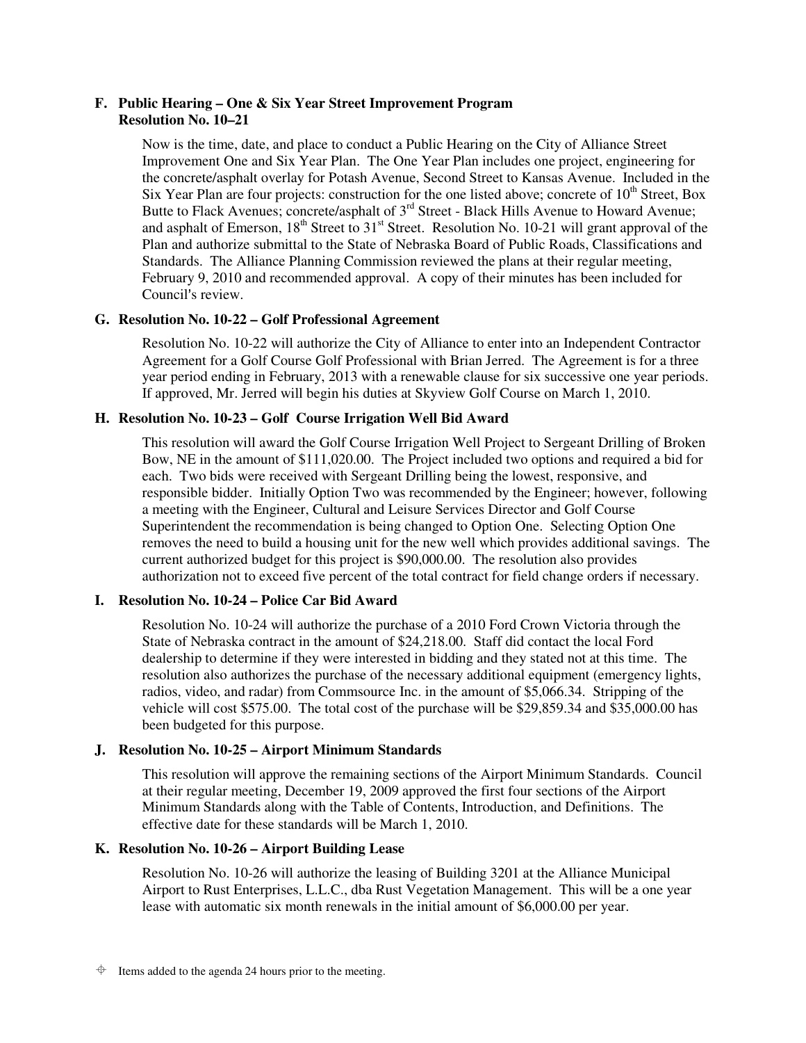**F. Public Hearing – One & Six Year Street Improvement Program**
**Resolution No. 10–21**

Now is the time, date, and place to conduct a Public Hearing on the City of Alliance Street Improvement One and Six Year Plan. The One Year Plan includes one project, engineering for the concrete/asphalt overlay for Potash Avenue, Second Street to Kansas Avenue. Included in the Six Year Plan are four projects: construction for the one listed above; concrete of 10th Street, Box Butte to Flack Avenues; concrete/asphalt of 3rd Street - Black Hills Avenue to Howard Avenue; and asphalt of Emerson, 18th Street to 31st Street. Resolution No. 10-21 will grant approval of the Plan and authorize submittal to the State of Nebraska Board of Public Roads, Classifications and Standards. The Alliance Planning Commission reviewed the plans at their regular meeting, February 9, 2010 and recommended approval. A copy of their minutes has been included for Council's review.

**G. Resolution No. 10-22 – Golf Professional Agreement**

Resolution No. 10-22 will authorize the City of Alliance to enter into an Independent Contractor Agreement for a Golf Course Golf Professional with Brian Jerred. The Agreement is for a three year period ending in February, 2013 with a renewable clause for six successive one year periods. If approved, Mr. Jerred will begin his duties at Skyview Golf Course on March 1, 2010.

**H. Resolution No. 10-23 – Golf Course Irrigation Well Bid Award**

This resolution will award the Golf Course Irrigation Well Project to Sergeant Drilling of Broken Bow, NE in the amount of $111,020.00. The Project included two options and required a bid for each. Two bids were received with Sergeant Drilling being the lowest, responsive, and responsible bidder. Initially Option Two was recommended by the Engineer; however, following a meeting with the Engineer, Cultural and Leisure Services Director and Golf Course Superintendent the recommendation is being changed to Option One. Selecting Option One removes the need to build a housing unit for the new well which provides additional savings. The current authorized budget for this project is $90,000.00. The resolution also provides authorization not to exceed five percent of the total contract for field change orders if necessary.

**I. Resolution No. 10-24 – Police Car Bid Award**

Resolution No. 10-24 will authorize the purchase of a 2010 Ford Crown Victoria through the State of Nebraska contract in the amount of $24,218.00. Staff did contact the local Ford dealership to determine if they were interested in bidding and they stated not at this time. The resolution also authorizes the purchase of the necessary additional equipment (emergency lights, radios, video, and radar) from Commsource Inc. in the amount of $5,066.34. Stripping of the vehicle will cost $575.00. The total cost of the purchase will be $29,859.34 and $35,000.00 has been budgeted for this purpose.

**J. Resolution No. 10-25 – Airport Minimum Standards**

This resolution will approve the remaining sections of the Airport Minimum Standards. Council at their regular meeting, December 19, 2009 approved the first four sections of the Airport Minimum Standards along with the Table of Contents, Introduction, and Definitions. The effective date for these standards will be March 1, 2010.

**K. Resolution No. 10-26 – Airport Building Lease**

Resolution No. 10-26 will authorize the leasing of Building 3201 at the Alliance Municipal Airport to Rust Enterprises, L.L.C., dba Rust Vegetation Management. This will be a one year lease with automatic six month renewals in the initial amount of $6,000.00 per year.

⌖ Items added to the agenda 24 hours prior to the meeting.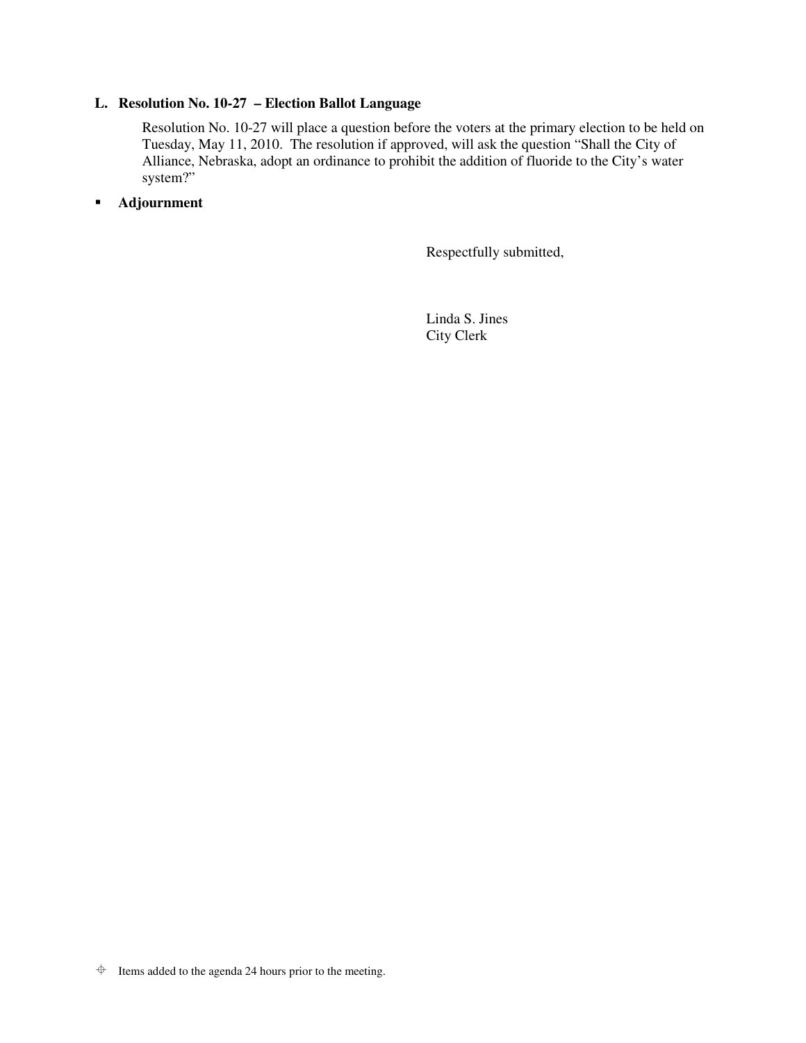**L. Resolution No. 10-27 – Election Ballot Language**

Resolution No. 10-27 will place a question before the voters at the primary election to be held on Tuesday, May 11, 2010. The resolution if approved, will ask the question "Shall the City of Alliance, Nebraska, adopt an ordinance to prohibit the addition of fluoride to the City's water system?"

- **Adjournment**

Respectfully submitted,

Linda S. Jines
City Clerk

⌖ Items added to the agenda 24 hours prior to the meeting.